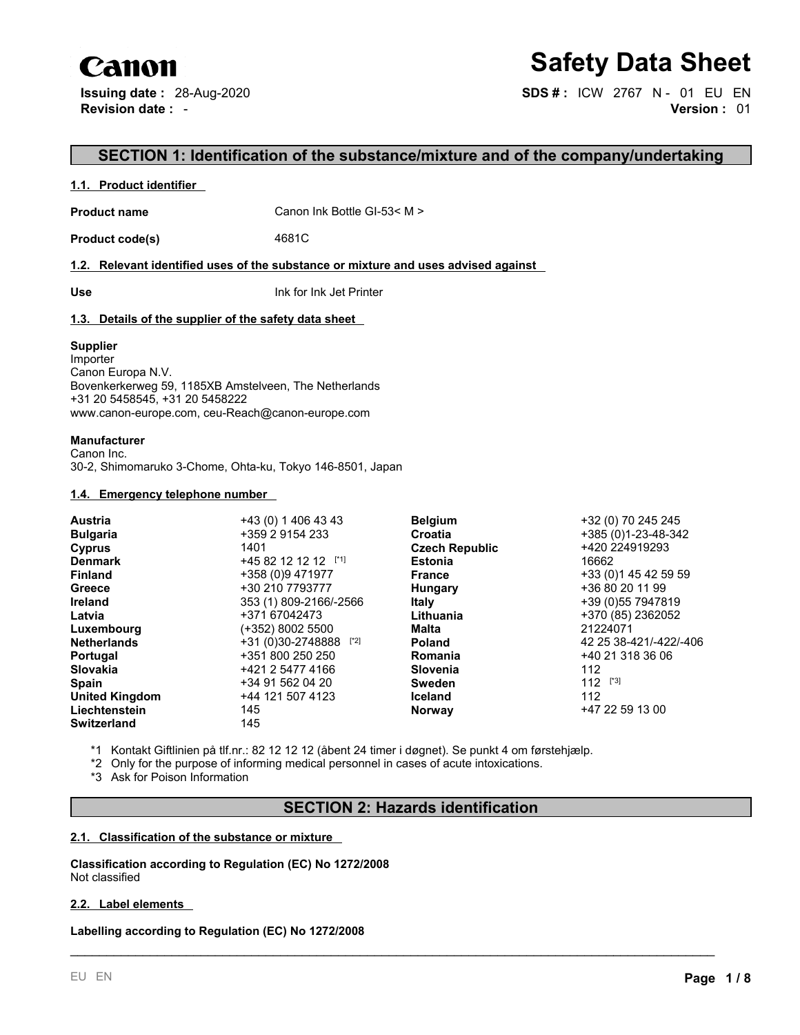**Canon**

# Safety Data Sheet

**Issuing date :** 28-Aug-2020
**Revision date :** -

**SDS # :** ICW 2767 N - 01 EU EN
**Version :** 01

## SECTION 1: Identification of the substance/mixture and of the company/undertaking

### 1.1. Product identifier

**Product name** Canon Ink Bottle GI-53< M >

**Product code(s)** 4681C

### 1.2. Relevant identified uses of the substance or mixture and uses advised against

**Use** Ink for Ink Jet Printer

### 1.3. Details of the supplier of the safety data sheet

**Supplier**
Importer
Canon Europa N.V.
Bovenkerkerweg 59, 1185XB Amstelveen, The Netherlands
+31 20 5458545, +31 20 5458222
www.canon-europe.com, ceu-Reach@canon-europe.com

**Manufacturer**
Canon Inc.
30-2, Shimomaruko 3-Chome, Ohta-ku, Tokyo 146-8501, Japan

### 1.4. Emergency telephone number

| Country | Number | Country | Number |
|---|---|---|---|
| **Austria** | +43 (0) 1 406 43 43 | **Belgium** | +32 (0) 70 245 245 |
| **Bulgaria** | +359 2 9154 233 | **Croatia** | +385 (0)1-23-48-342 |
| **Cyprus** | 1401 | **Czech Republic** | +420 224919293 |
| **Denmark** | +45 82 12 12 12 [*1] | **Estonia** | 16662 |
| **Finland** | +358 (0)9 471977 | **France** | +33 (0)1 45 42 59 59 |
| **Greece** | +30 210 7793777 | **Hungary** | +36 80 20 11 99 |
| **Ireland** | 353 (1) 809-2166/-2566 | **Italy** | +39 (0)55 7947819 |
| **Latvia** | +371 67042473 | **Lithuania** | +370 (85) 2362052 |
| **Luxembourg** | (+352) 8002 5500 | **Malta** | 21224071 |
| **Netherlands** | +31 (0)30-2748888 [*2] | **Poland** | 42 25 38-421/-422/-406 |
| **Portugal** | +351 800 250 250 | **Romania** | +40 21 318 36 06 |
| **Slovakia** | +421 2 5477 4166 | **Slovenia** | 112 |
| **Spain** | +34 91 562 04 20 | **Sweden** | 112 [*3] |
| **United Kingdom** | +44 121 507 4123 | **Iceland** | 112 |
| **Liechtenstein** | 145 | **Norway** | +47 22 59 13 00 |
| **Switzerland** | 145 | | |

*1 Kontakt Giftlinien på tlf.nr.: 82 12 12 12 (åbent 24 timer i døgnet). Se punkt 4 om førstehjælp.
*2 Only for the purpose of informing medical personnel in cases of acute intoxications.
*3 Ask for Poison Information

## SECTION 2: Hazards identification

### 2.1. Classification of the substance or mixture

**Classification according to Regulation (EC) No 1272/2008**
Not classified

### 2.2. Label elements

**Labelling according to Regulation (EC) No 1272/2008**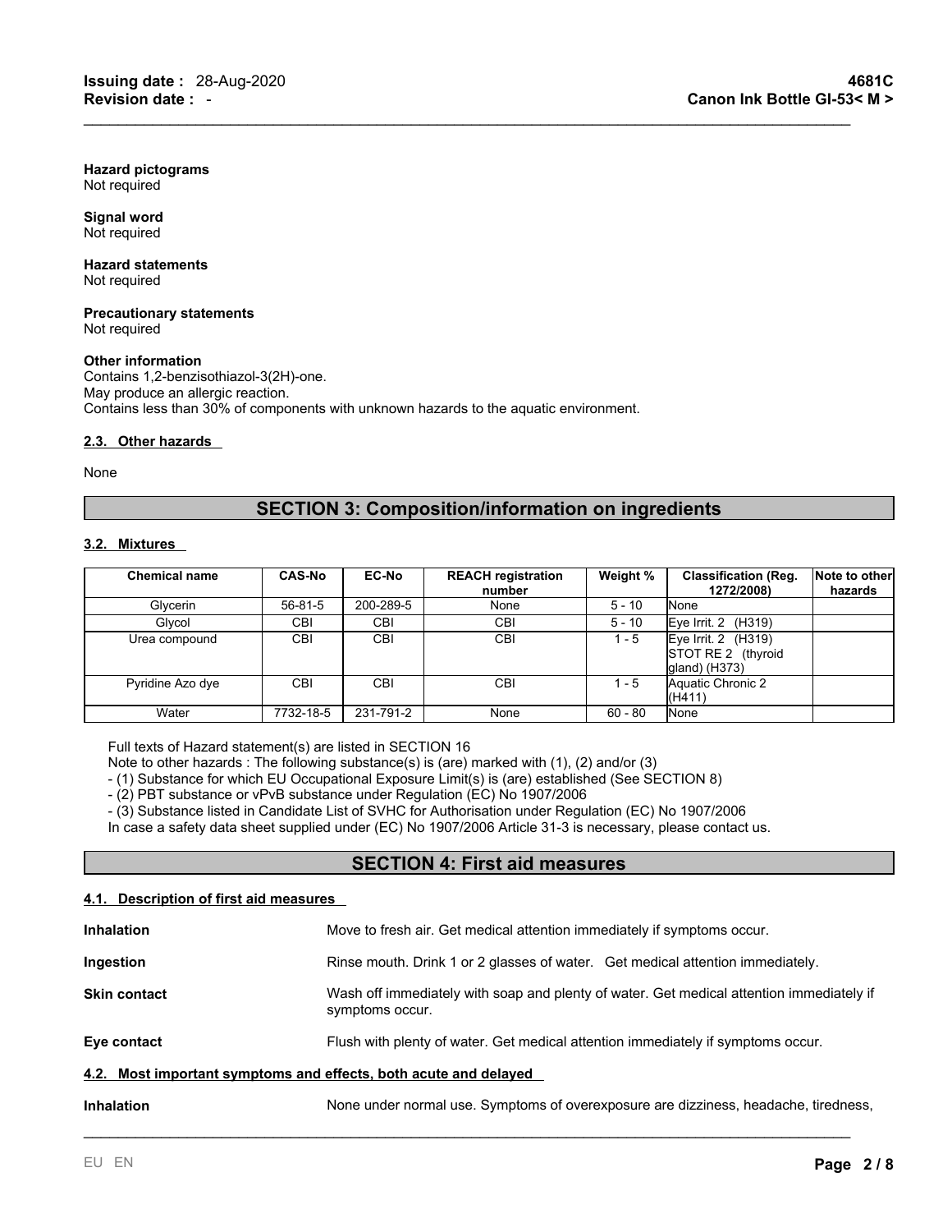**Hazard pictograms**
Not required

**Signal word**
Not required

**Hazard statements**
Not required

**Precautionary statements**
Not required

**Other information**
Contains 1,2-benzisothiazol-3(2H)-one.
May produce an allergic reaction.
Contains less than 30% of components with unknown hazards to the aquatic environment.

### 2.3. Other hazards

None

## SECTION 3: Composition/information on ingredients

### 3.2. Mixtures

| Chemical name | CAS-No | EC-No | REACH registration number | Weight % | Classification (Reg. 1272/2008) | Note to other hazards |
|---|---|---|---|---|---|---|
| Glycerin | 56-81-5 | 200-289-5 | None | 5 - 10 | None | |
| Glycol | CBI | CBI | CBI | 5 - 10 | Eye Irrit. 2 (H319) | |
| Urea compound | CBI | CBI | CBI | 1 - 5 | Eye Irrit. 2 (H319) STOT RE 2 (thyroid gland) (H373) | |
| Pyridine Azo dye | CBI | CBI | CBI | 1 - 5 | Aquatic Chronic 2 (H411) | |
| Water | 7732-18-5 | 231-791-2 | None | 60 - 80 | None | |

Full texts of Hazard statement(s) are listed in SECTION 16
Note to other hazards : The following substance(s) is (are) marked with (1), (2) and/or (3)
- (1) Substance for which EU Occupational Exposure Limit(s) is (are) established (See SECTION 8)
- (2) PBT substance or vPvB substance under Regulation (EC) No 1907/2006
- (3) Substance listed in Candidate List of SVHC for Authorisation under Regulation (EC) No 1907/2006

In case a safety data sheet supplied under (EC) No 1907/2006 Article 31-3 is necessary, please contact us.

## SECTION 4: First aid measures

### 4.1. Description of first aid measures

**Inhalation**
Move to fresh air. Get medical attention immediately if symptoms occur.

**Ingestion**
Rinse mouth. Drink 1 or 2 glasses of water. Get medical attention immediately.

**Skin contact**
Wash off immediately with soap and plenty of water. Get medical attention immediately if symptoms occur.

**Eye contact**
Flush with plenty of water. Get medical attention immediately if symptoms occur.

### 4.2. Most important symptoms and effects, both acute and delayed

**Inhalation**
None under normal use. Symptoms of overexposure are dizziness, headache, tiredness,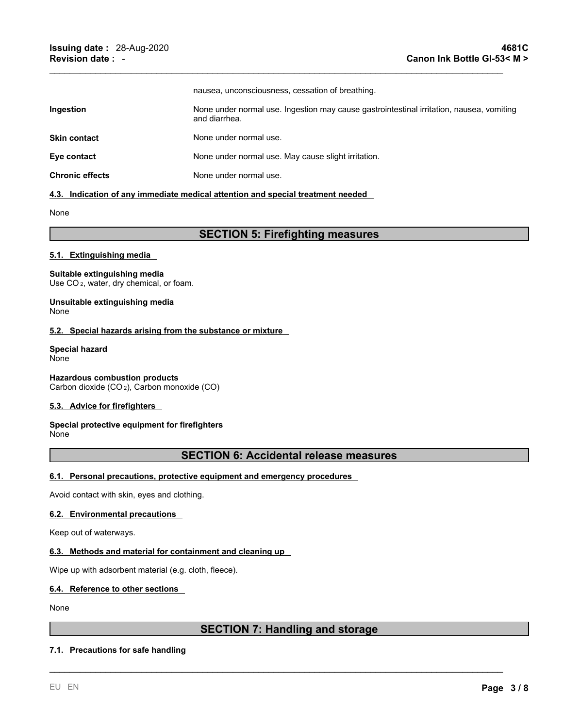nausea, unconsciousness, cessation of breathing.

| | |
|---|---|
| **Ingestion** | None under normal use. Ingestion may cause gastrointestinal irritation, nausea, vomiting and diarrhea. |
| **Skin contact** | None under normal use. |
| **Eye contact** | None under normal use. May cause slight irritation. |
| **Chronic effects** | None under normal use. |

#### 4.3. Indication of any immediate medical attention and special treatment needed

None

## SECTION 5: Firefighting measures

#### 5.1. Extinguishing media

**Suitable extinguishing media**
Use $CO_2$, water, dry chemical, or foam.

**Unsuitable extinguishing media**
None

#### 5.2. Special hazards arising from the substance or mixture

**Special hazard**
None

**Hazardous combustion products**
Carbon dioxide ($CO_2$), Carbon monoxide (CO)

#### 5.3. Advice for firefighters

**Special protective equipment for firefighters**
None

## SECTION 6: Accidental release measures

#### 6.1. Personal precautions, protective equipment and emergency procedures

Avoid contact with skin, eyes and clothing.

#### 6.2. Environmental precautions

Keep out of waterways.

#### 6.3. Methods and material for containment and cleaning up

Wipe up with adsorbent material (e.g. cloth, fleece).

#### 6.4. Reference to other sections

None

## SECTION 7: Handling and storage

#### 7.1. Precautions for safe handling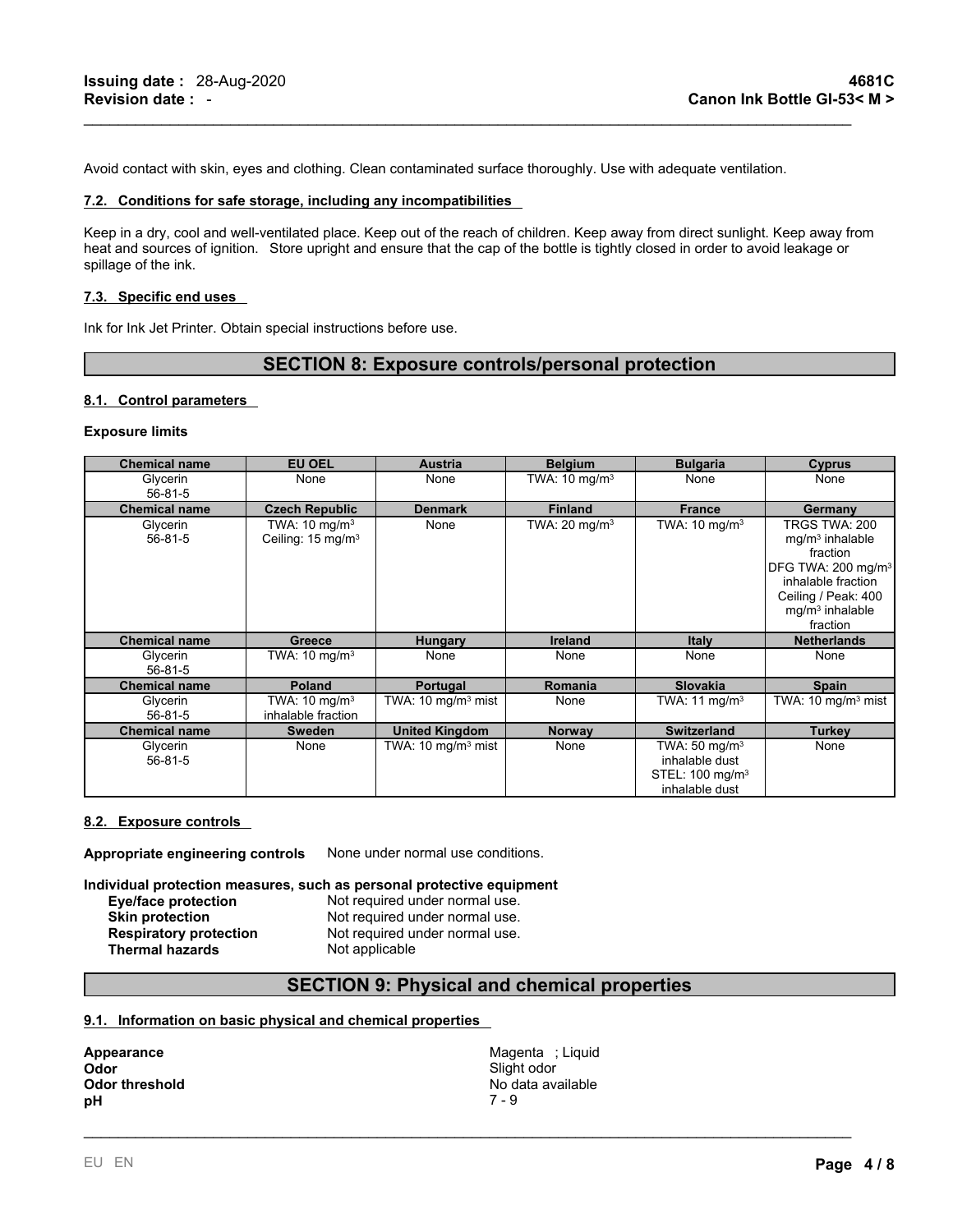Avoid contact with skin, eyes and clothing. Clean contaminated surface thoroughly. Use with adequate ventilation.

### 7.2. Conditions for safe storage, including any incompatibilities

Keep in a dry, cool and well-ventilated place. Keep out of the reach of children. Keep away from direct sunlight. Keep away from heat and sources of ignition. Store upright and ensure that the cap of the bottle is tightly closed in order to avoid leakage or spillage of the ink.

### 7.3. Specific end uses

Ink for Ink Jet Printer. Obtain special instructions before use.

## SECTION 8: Exposure controls/personal protection

### 8.1. Control parameters

**Exposure limits**

| Chemical name | EU OEL | Austria | Belgium | Bulgaria | Cyprus |
|---|---|---|---|---|---|
| Glycerin 56-81-5 | None | None | TWA: 10 mg/m³ | None | None |
| **Chemical name** | **Czech Republic** | **Denmark** | **Finland** | **France** | **Germany** |
| Glycerin 56-81-5 | TWA: 10 mg/m³ Ceiling: 15 mg/m³ | None | TWA: 20 mg/m³ | TWA: 10 mg/m³ | TRGS TWA: 200 mg/m³ inhalable fraction DFG TWA: 200 mg/m³ inhalable fraction Ceiling / Peak: 400 mg/m³ inhalable fraction |
| **Chemical name** | **Greece** | **Hungary** | **Ireland** | **Italy** | **Netherlands** |
| Glycerin 56-81-5 | TWA: 10 mg/m³ | None | None | None | None |
| **Chemical name** | **Poland** | **Portugal** | **Romania** | **Slovakia** | **Spain** |
| Glycerin 56-81-5 | TWA: 10 mg/m³ inhalable fraction | TWA: 10 mg/m³ mist | None | TWA: 11 mg/m³ | TWA: 10 mg/m³ mist |
| **Chemical name** | **Sweden** | **United Kingdom** | **Norway** | **Switzerland** | **Turkey** |
| Glycerin 56-81-5 | None | TWA: 10 mg/m³ mist | None | TWA: 50 mg/m³ inhalable dust STEL: 100 mg/m³ inhalable dust | None |

### 8.2. Exposure controls

**Appropriate engineering controls** None under normal use conditions.

**Individual protection measures, such as personal protective equipment**

- **Eye/face protection** Not required under normal use.
- **Skin protection** Not required under normal use.
- **Respiratory protection** Not required under normal use.
- **Thermal hazards** Not applicable

## SECTION 9: Physical and chemical properties

### 9.1. Information on basic physical and chemical properties

| | |
|---|---|
| **Appearance** | Magenta ; Liquid |
| **Odor** | Slight odor |
| **Odor threshold** | No data available |
| **pH** | 7 - 9 |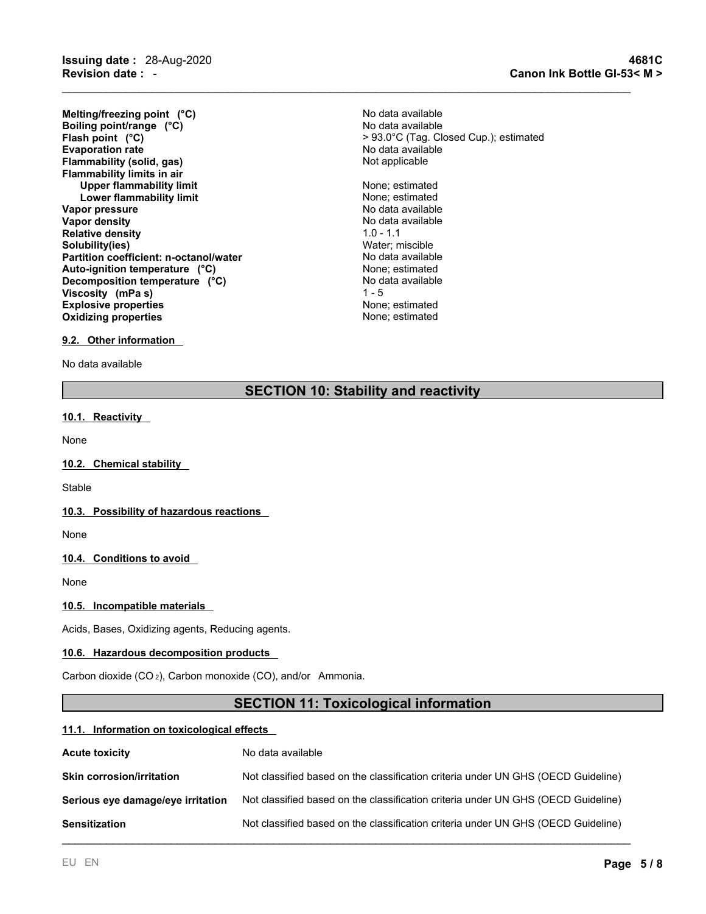| | |
|---|---|
| **Melting/freezing point (°C)** | No data available |
| **Boiling point/range (°C)** | No data available |
| **Flash point (°C)** | > 93.0°C (Tag. Closed Cup.); estimated |
| **Evaporation rate** | No data available |
| **Flammability (solid, gas)** | Not applicable |
| **Flammability limits in air** | |
| **Upper flammability limit** | None; estimated |
| **Lower flammability limit** | None; estimated |
| **Vapor pressure** | No data available |
| **Vapor density** | No data available |
| **Relative density** | 1.0 - 1.1 |
| **Solubility(ies)** | Water; miscible |
| **Partition coefficient: n-octanol/water** | No data available |
| **Auto-ignition temperature (°C)** | None; estimated |
| **Decomposition temperature (°C)** | No data available |
| **Viscosity (mPa s)** | 1 - 5 |
| **Explosive properties** | None; estimated |
| **Oxidizing properties** | None; estimated |

### 9.2. Other information

No data available

## SECTION 10: Stability and reactivity

### 10.1. Reactivity

None

### 10.2. Chemical stability

Stable

### 10.3. Possibility of hazardous reactions

None

### 10.4. Conditions to avoid

None

### 10.5. Incompatible materials

Acids, Bases, Oxidizing agents, Reducing agents.

### 10.6. Hazardous decomposition products

Carbon dioxide ($CO_2$), Carbon monoxide (CO), and/or Ammonia.

## SECTION 11: Toxicological information

### 11.1. Information on toxicological effects

| | |
|---|---|
| **Acute toxicity** | No data available |
| **Skin corrosion/irritation** | Not classified based on the classification criteria under UN GHS (OECD Guideline) |
| **Serious eye damage/eye irritation** | Not classified based on the classification criteria under UN GHS (OECD Guideline) |
| **Sensitization** | Not classified based on the classification criteria under UN GHS (OECD Guideline) |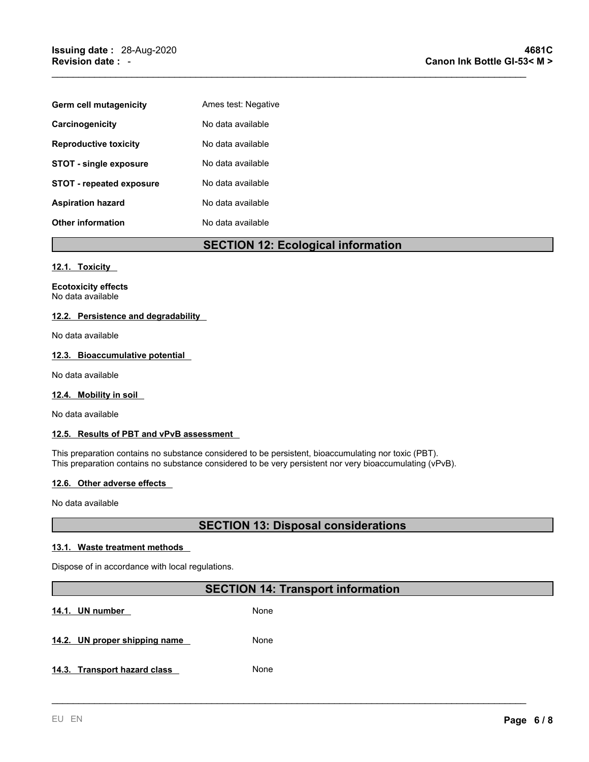| | |
|---|---|
| **Germ cell mutagenicity** | Ames test: Negative |
| **Carcinogenicity** | No data available |
| **Reproductive toxicity** | No data available |
| **STOT - single exposure** | No data available |
| **STOT - repeated exposure** | No data available |
| **Aspiration hazard** | No data available |
| **Other information** | No data available |

## SECTION 12: Ecological information

### 12.1. Toxicity

**Ecotoxicity effects**
No data available

### 12.2. Persistence and degradability

No data available

### 12.3. Bioaccumulative potential

No data available

### 12.4. Mobility in soil

No data available

### 12.5. Results of PBT and vPvB assessment

This preparation contains no substance considered to be persistent, bioaccumulating nor toxic (PBT).
This preparation contains no substance considered to be very persistent nor very bioaccumulating (vPvB).

### 12.6. Other adverse effects

No data available

## SECTION 13: Disposal considerations

### 13.1. Waste treatment methods

Dispose of in accordance with local regulations.

## SECTION 14: Transport information

| | |
|---|---|
| **14.1. UN number** | None |
| **14.2. UN proper shipping name** | None |
| **14.3. Transport hazard class** | None |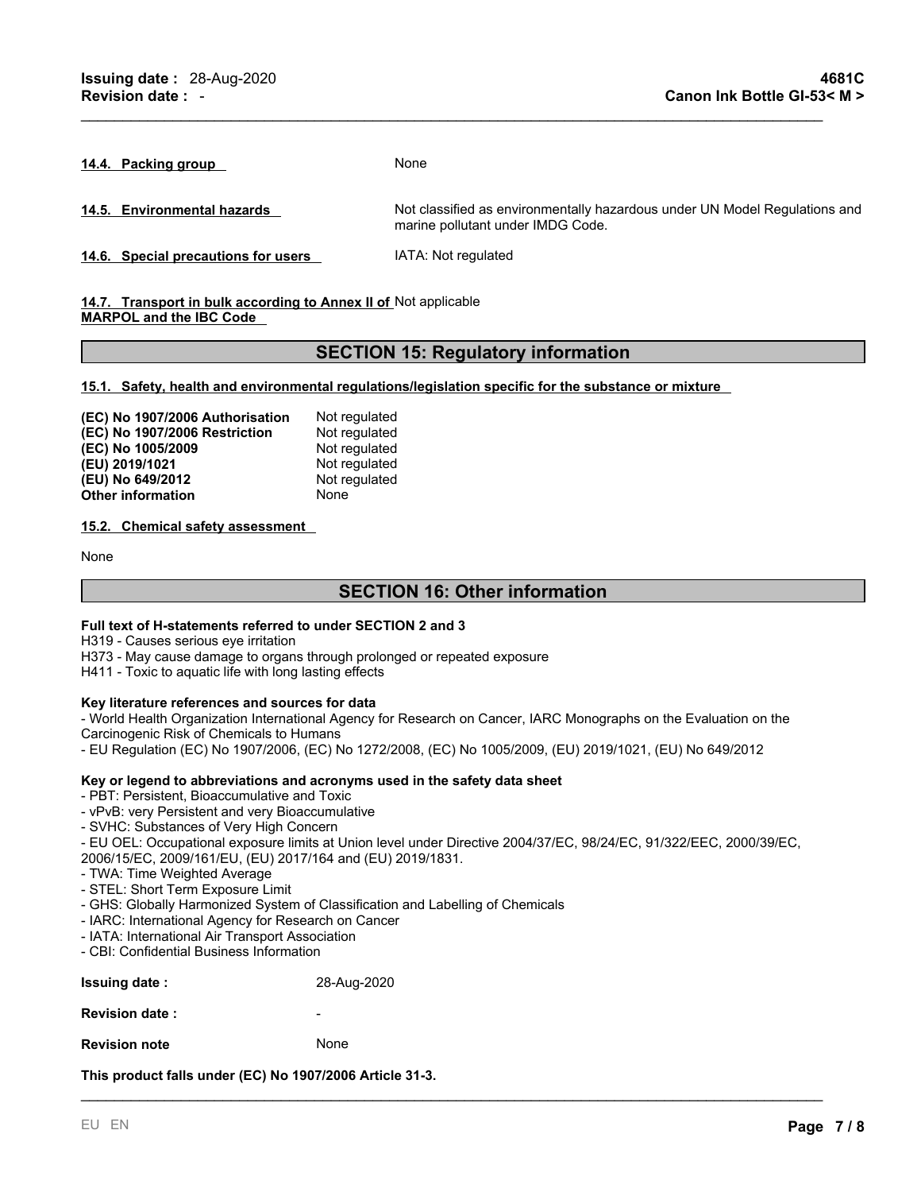**14.4. Packing group**

None

**14.5. Environmental hazards**

Not classified as environmentally hazardous under UN Model Regulations and marine pollutant under IMDG Code.

**14.6. Special precautions for users**

IATA: Not regulated

**14.7. Transport in bulk according to Annex II of MARPOL and the IBC Code**

Not applicable

## SECTION 15: Regulatory information

**15.1. Safety, health and environmental regulations/legislation specific for the substance or mixture**

| | |
|---|---|
| **(EC) No 1907/2006 Authorisation** | Not regulated |
| **(EC) No 1907/2006 Restriction** | Not regulated |
| **(EC) No 1005/2009** | Not regulated |
| **(EU) 2019/1021** | Not regulated |
| **(EU) No 649/2012** | Not regulated |
| **Other information** | None |

**15.2. Chemical safety assessment**

None

## SECTION 16: Other information

**Full text of H-statements referred to under SECTION 2 and 3**

H319 - Causes serious eye irritation
H373 - May cause damage to organs through prolonged or repeated exposure
H411 - Toxic to aquatic life with long lasting effects

**Key literature references and sources for data**

- World Health Organization International Agency for Research on Cancer, IARC Monographs on the Evaluation on the Carcinogenic Risk of Chemicals to Humans
- EU Regulation (EC) No 1907/2006, (EC) No 1272/2008, (EC) No 1005/2009, (EU) 2019/1021, (EU) No 649/2012

**Key or legend to abbreviations and acronyms used in the safety data sheet**

- PBT: Persistent, Bioaccumulative and Toxic
- vPvB: very Persistent and very Bioaccumulative
- SVHC: Substances of Very High Concern
- EU OEL: Occupational exposure limits at Union level under Directive 2004/37/EC, 98/24/EC, 91/322/EEC, 2000/39/EC, 2006/15/EC, 2009/161/EU, (EU) 2017/164 and (EU) 2019/1831.
- TWA: Time Weighted Average
- STEL: Short Term Exposure Limit
- GHS: Globally Harmonized System of Classification and Labelling of Chemicals
- IARC: International Agency for Research on Cancer
- IATA: International Air Transport Association
- CBI: Confidential Business Information

| | |
|---|---|
| **Issuing date :** | 28-Aug-2020 |
| **Revision date :** | - |
| **Revision note** | None |

**This product falls under (EC) No 1907/2006 Article 31-3.**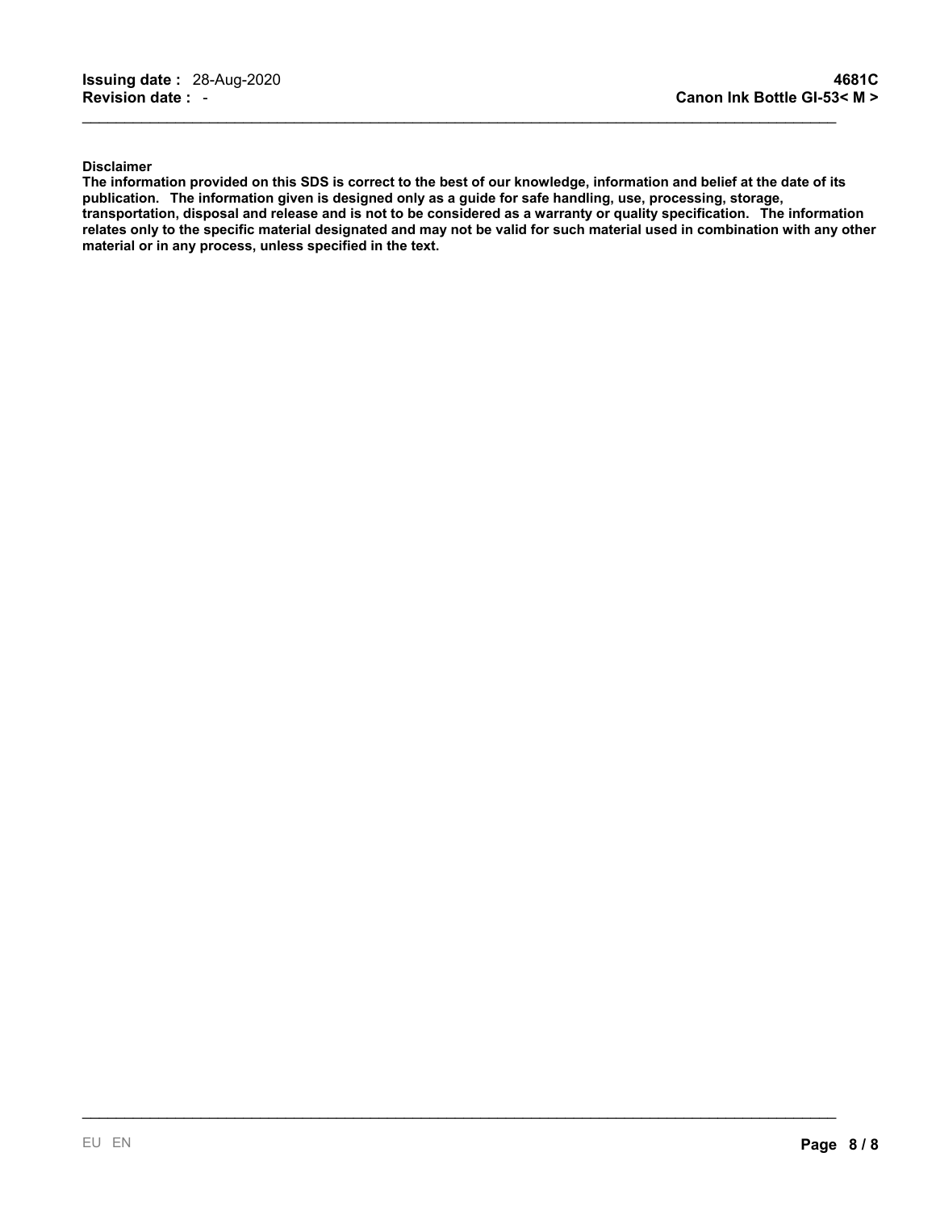**Disclaimer**

**The information provided on this SDS is correct to the best of our knowledge, information and belief at the date of its publication. The information given is designed only as a guide for safe handling, use, processing, storage, transportation, disposal and release and is not to be considered as a warranty or quality specification. The information relates only to the specific material designated and may not be valid for such material used in combination with any other material or in any process, unless specified in the text.**